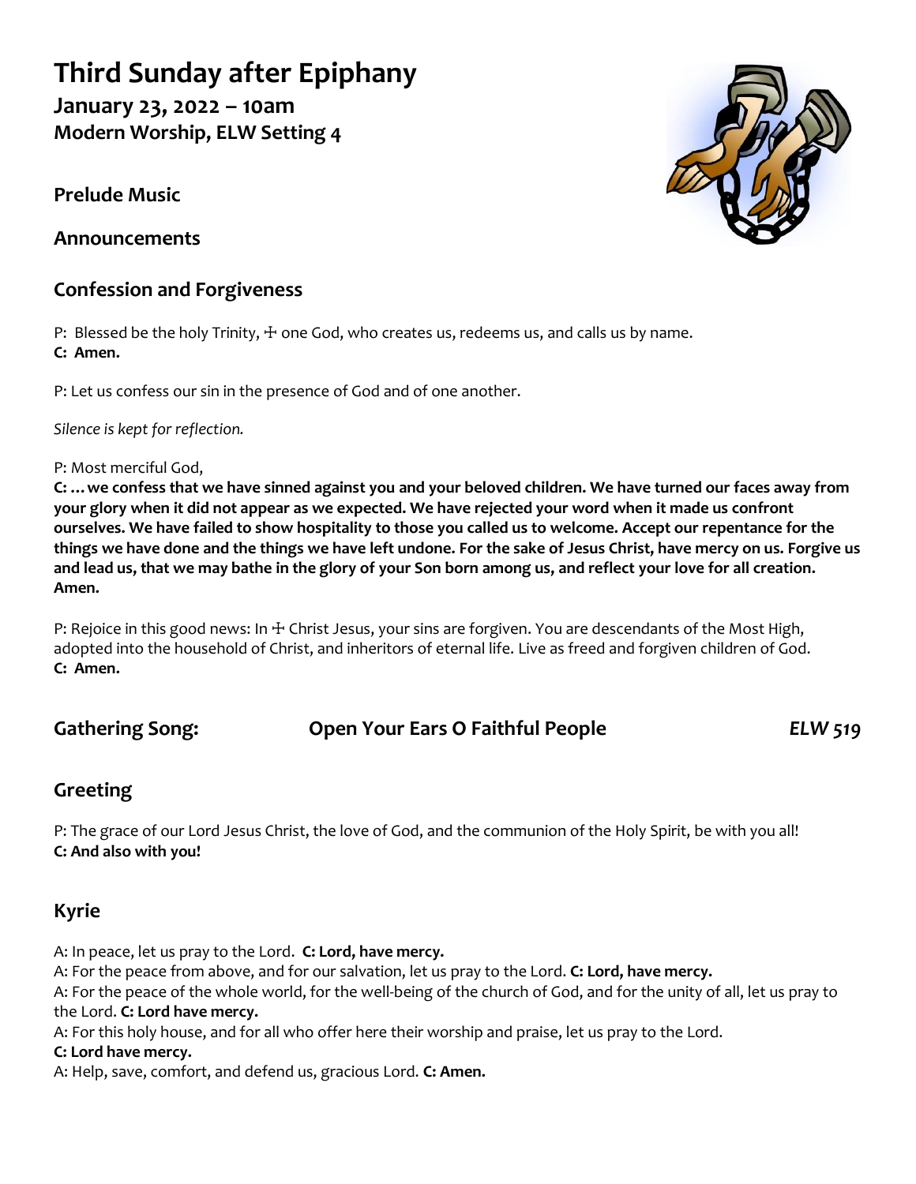# Third Sunday after Epiphany

**January 23, 2022 – 10am**
**Modern Worship, ELW Setting 4**

## Prelude Music

## Announcements

## Confession and Forgiveness

P: Blessed be the holy Trinity, ☩ one God, who creates us, redeems us, and calls us by name.
**C: Amen.**

P: Let us confess our sin in the presence of God and of one another.

*Silence is kept for reflection.*

P: Most merciful God,
**C: …we confess that we have sinned against you and your beloved children. We have turned our faces away from your glory when it did not appear as we expected. We have rejected your word when it made us confront ourselves. We have failed to show hospitality to those you called us to welcome. Accept our repentance for the things we have done and the things we have left undone. For the sake of Jesus Christ, have mercy on us. Forgive us and lead us, that we may bathe in the glory of your Son born among us, and reflect your love for all creation. Amen.**

P: Rejoice in this good news: In ☩ Christ Jesus, your sins are forgiven. You are descendants of the Most High, adopted into the household of Christ, and inheritors of eternal life. Live as freed and forgiven children of God.
**C: Amen.**

## Gathering Song: Open Your Ears O Faithful People *ELW 519*

## Greeting

P: The grace of our Lord Jesus Christ, the love of God, and the communion of the Holy Spirit, be with you all!
**C: And also with you!**

## Kyrie

A: In peace, let us pray to the Lord. **C: Lord, have mercy.**
A: For the peace from above, and for our salvation, let us pray to the Lord. **C: Lord, have mercy.**
A: For the peace of the whole world, for the well-being of the church of God, and for the unity of all, let us pray to the Lord. **C: Lord have mercy.**
A: For this holy house, and for all who offer here their worship and praise, let us pray to the Lord.
**C: Lord have mercy.**
A: Help, save, comfort, and defend us, gracious Lord. **C: Amen.**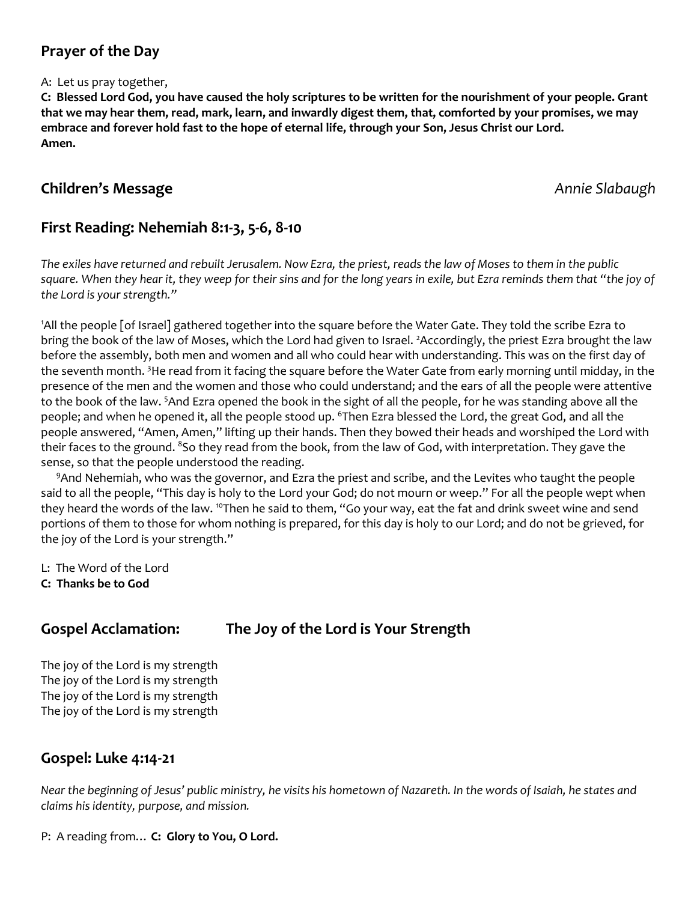## Prayer of the Day

A: Let us pray together,

**C: Blessed Lord God, you have caused the holy scriptures to be written for the nourishment of your people. Grant that we may hear them, read, mark, learn, and inwardly digest them, that, comforted by your promises, we may embrace and forever hold fast to the hope of eternal life, through your Son, Jesus Christ our Lord.**
**Amen.**

## Children's Message *Annie Slabaugh*

## First Reading: Nehemiah 8:1-3, 5-6, 8-10

*The exiles have returned and rebuilt Jerusalem. Now Ezra, the priest, reads the law of Moses to them in the public square. When they hear it, they weep for their sins and for the long years in exile, but Ezra reminds them that "the joy of the Lord is your strength."*

[1]All the people [of Israel] gathered together into the square before the Water Gate. They told the scribe Ezra to bring the book of the law of Moses, which the Lord had given to Israel. [2]Accordingly, the priest Ezra brought the law before the assembly, both men and women and all who could hear with understanding. This was on the first day of the seventh month. [3]He read from it facing the square before the Water Gate from early morning until midday, in the presence of the men and the women and those who could understand; and the ears of all the people were attentive to the book of the law. [5]And Ezra opened the book in the sight of all the people, for he was standing above all the people; and when he opened it, all the people stood up. [6]Then Ezra blessed the Lord, the great God, and all the people answered, "Amen, Amen," lifting up their hands. Then they bowed their heads and worshiped the Lord with their faces to the ground. [8]So they read from the book, from the law of God, with interpretation. They gave the sense, so that the people understood the reading.

[9]And Nehemiah, who was the governor, and Ezra the priest and scribe, and the Levites who taught the people said to all the people, "This day is holy to the Lord your God; do not mourn or weep." For all the people wept when they heard the words of the law. [10]Then he said to them, "Go your way, eat the fat and drink sweet wine and send portions of them to those for whom nothing is prepared, for this day is holy to our Lord; and do not be grieved, for the joy of the Lord is your strength."

L: The Word of the Lord
**C: Thanks be to God**

## Gospel Acclamation: The Joy of the Lord is Your Strength

The joy of the Lord is my strength
The joy of the Lord is my strength
The joy of the Lord is my strength
The joy of the Lord is my strength

## Gospel: Luke 4:14-21

*Near the beginning of Jesus' public ministry, he visits his hometown of Nazareth. In the words of Isaiah, he states and claims his identity, purpose, and mission.*

P: A reading from… **C: Glory to You, O Lord.**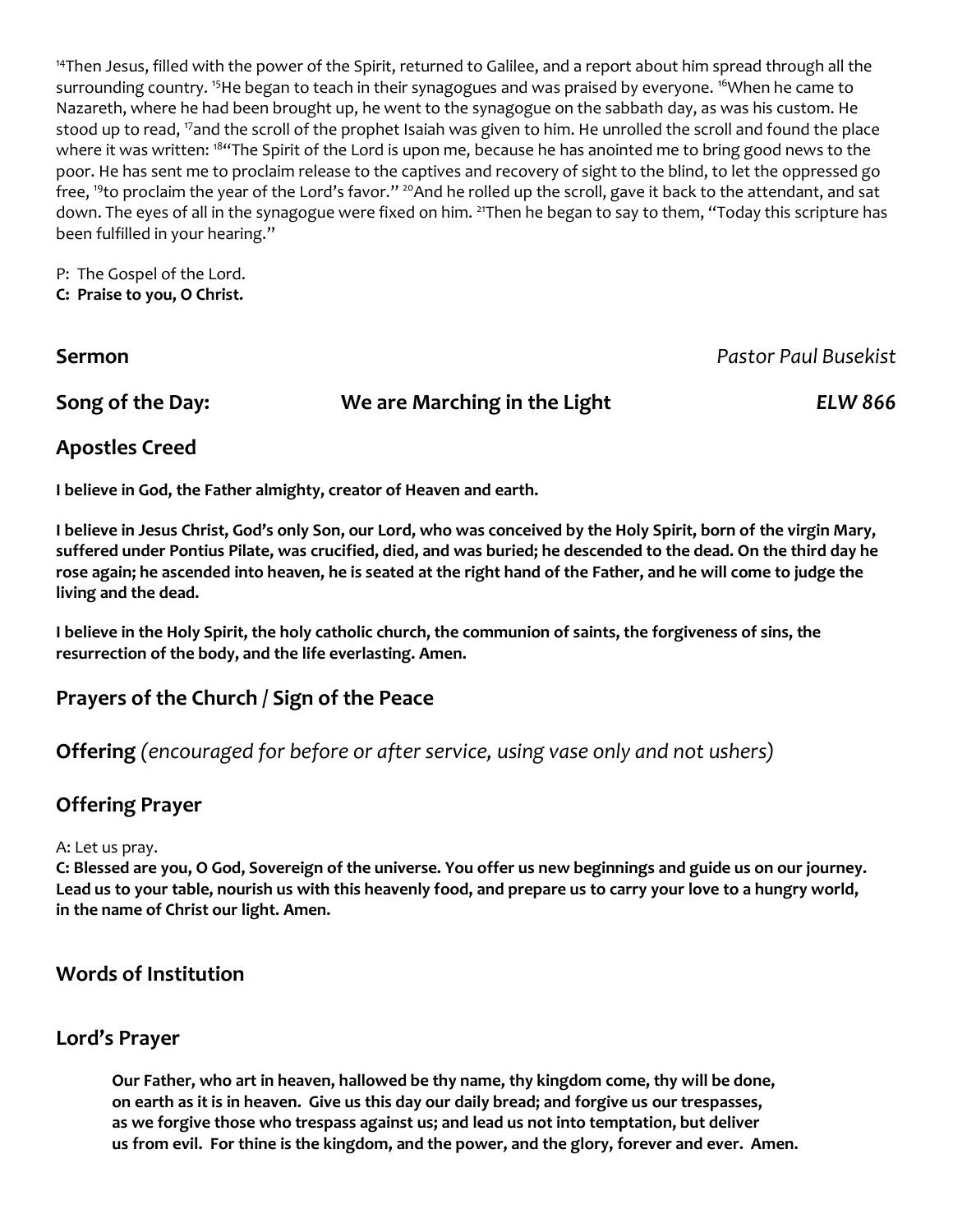[14]Then Jesus, filled with the power of the Spirit, returned to Galilee, and a report about him spread through all the surrounding country. [15]He began to teach in their synagogues and was praised by everyone. [16]When he came to Nazareth, where he had been brought up, he went to the synagogue on the sabbath day, as was his custom. He stood up to read, [17]and the scroll of the prophet Isaiah was given to him. He unrolled the scroll and found the place where it was written: [18]"The Spirit of the Lord is upon me, because he has anointed me to bring good news to the poor. He has sent me to proclaim release to the captives and recovery of sight to the blind, to let the oppressed go free, [19]to proclaim the year of the Lord's favor." [20]And he rolled up the scroll, gave it back to the attendant, and sat down. The eyes of all in the synagogue were fixed on him. [21]Then he began to say to them, "Today this scripture has been fulfilled in your hearing."

P: The Gospel of the Lord.
**C: Praise to you, O Christ.**

## Sermon *Pastor Paul Busekist*

## Song of the Day: We are Marching in the Light *ELW 866*

## Apostles Creed

**I believe in God, the Father almighty, creator of Heaven and earth.**

**I believe in Jesus Christ, God's only Son, our Lord, who was conceived by the Holy Spirit, born of the virgin Mary, suffered under Pontius Pilate, was crucified, died, and was buried; he descended to the dead. On the third day he rose again; he ascended into heaven, he is seated at the right hand of the Father, and he will come to judge the living and the dead.**

**I believe in the Holy Spirit, the holy catholic church, the communion of saints, the forgiveness of sins, the resurrection of the body, and the life everlasting. Amen.**

## Prayers of the Church / Sign of the Peace

## Offering *(encouraged for before or after service, using vase only and not ushers)*

## Offering Prayer

A: Let us pray.
**C: Blessed are you, O God, Sovereign of the universe. You offer us new beginnings and guide us on our journey. Lead us to your table, nourish us with this heavenly food, and prepare us to carry your love to a hungry world, in the name of Christ our light. Amen.**

## Words of Institution

## Lord's Prayer

**Our Father, who art in heaven, hallowed be thy name, thy kingdom come, thy will be done, on earth as it is in heaven. Give us this day our daily bread; and forgive us our trespasses, as we forgive those who trespass against us; and lead us not into temptation, but deliver us from evil. For thine is the kingdom, and the power, and the glory, forever and ever. Amen.**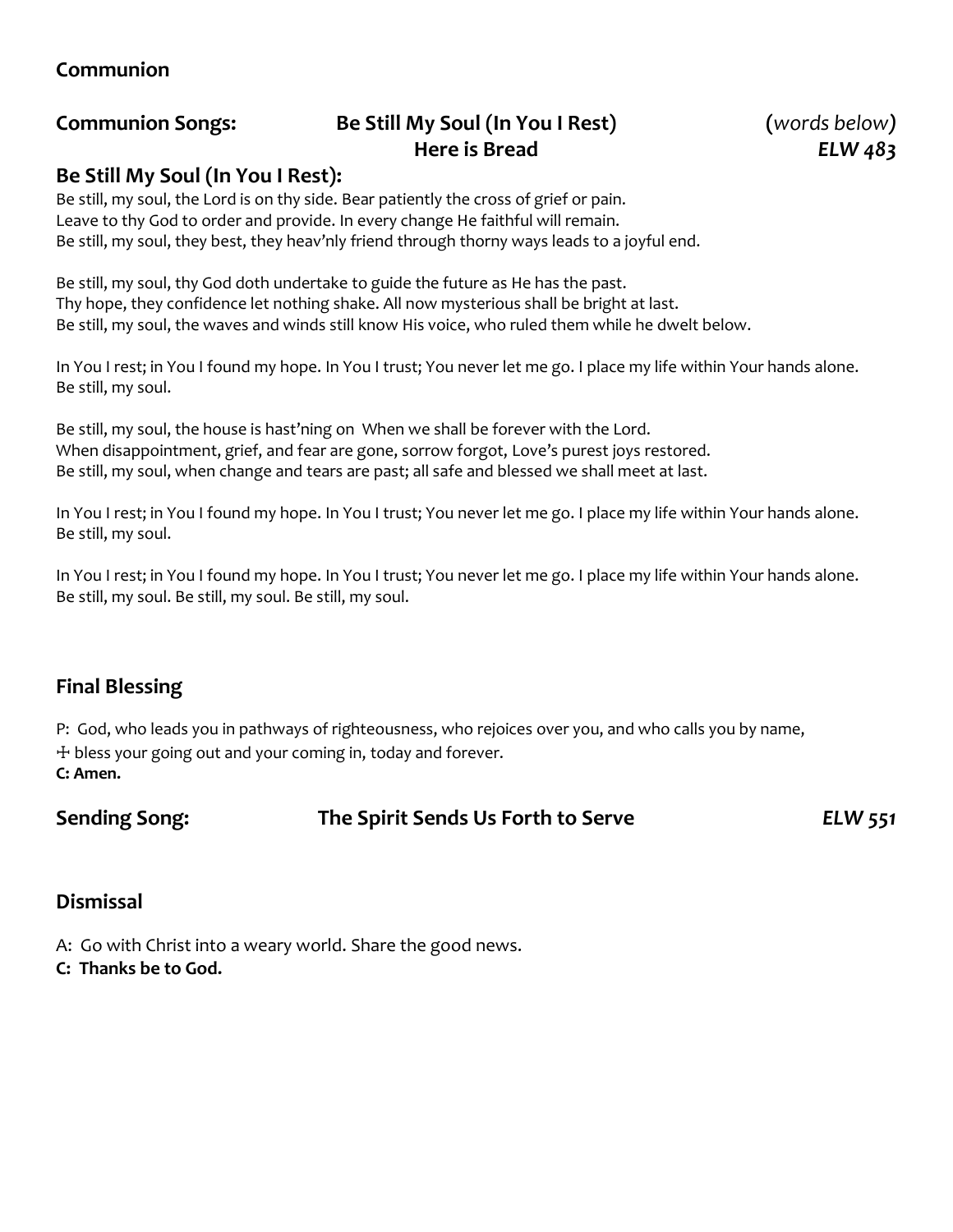## Communion

**Communion Songs:** **Be Still My Soul (In You I Rest)** (*words below*)
**Here is Bread** ***ELW 483***

### Be Still My Soul (In You I Rest):

Be still, my soul, the Lord is on thy side. Bear patiently the cross of grief or pain.
Leave to thy God to order and provide. In every change He faithful will remain.
Be still, my soul, they best, they heav'nly friend through thorny ways leads to a joyful end.

Be still, my soul, thy God doth undertake to guide the future as He has the past.
Thy hope, they confidence let nothing shake. All now mysterious shall be bright at last.
Be still, my soul, the waves and winds still know His voice, who ruled them while he dwelt below.

In You I rest; in You I found my hope. In You I trust; You never let me go. I place my life within Your hands alone.
Be still, my soul.

Be still, my soul, the house is hast'ning on When we shall be forever with the Lord.
When disappointment, grief, and fear are gone, sorrow forgot, Love's purest joys restored.
Be still, my soul, when change and tears are past; all safe and blessed we shall meet at last.

In You I rest; in You I found my hope. In You I trust; You never let me go. I place my life within Your hands alone.
Be still, my soul.

In You I rest; in You I found my hope. In You I trust; You never let me go. I place my life within Your hands alone.
Be still, my soul. Be still, my soul. Be still, my soul.

## Final Blessing

P: God, who leads you in pathways of righteousness, who rejoices over you, and who calls you by name,
☩ bless your going out and your coming in, today and forever.
**C: Amen.**

**Sending Song:** **The Spirit Sends Us Forth to Serve** ***ELW 551***

## Dismissal

A: Go with Christ into a weary world. Share the good news.
**C: Thanks be to God.**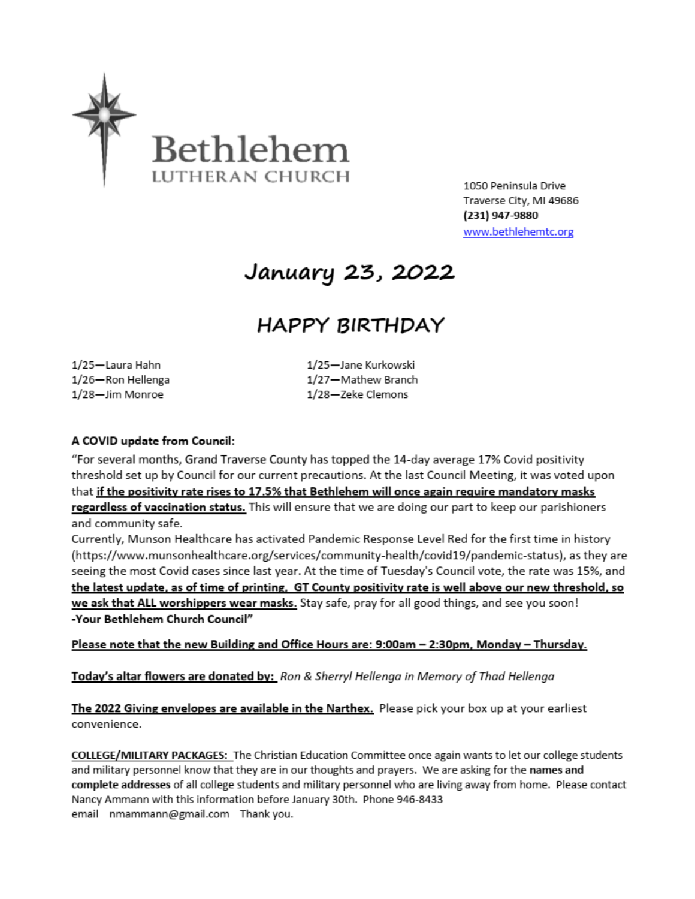# Bethlehem
LUTHERAN CHURCH

1050 Peninsula Drive
Traverse City, MI 49686
**(231) 947-9880**
www.bethlehemtc.org

## January 23, 2022

## HAPPY BIRTHDAY

1/25—Laura Hahn
1/26—Ron Hellenga
1/28—Jim Monroe
1/25—Jane Kurkowski
1/27—Mathew Branch
1/28—Zeke Clemons

**A COVID update from Council:**

"For several months, Grand Traverse County has topped the 14-day average 17% Covid positivity threshold set up by Council for our current precautions. At the last Council Meeting, it was voted upon that **<u>if the positivity rate rises to 17.5% that Bethlehem will once again require mandatory masks regardless of vaccination status.</u>** This will ensure that we are doing our part to keep our parishioners and community safe.

Currently, Munson Healthcare has activated Pandemic Response Level Red for the first time in history (https://www.munsonhealthcare.org/services/community-health/covid19/pandemic-status), as they are seeing the most Covid cases since last year. At the time of Tuesday's Council vote, the rate was 15%, and **<u>the latest update, as of time of printing, GT County positivity rate is well above our new threshold, so we ask that ALL worshippers wear masks.</u>** Stay safe, pray for all good things, and see you soon!
**-Your Bethlehem Church Council"**

**<u>Please note that the new Building and Office Hours are: 9:00am – 2:30pm, Monday – Thursday.</u>**

**<u>Today's altar flowers are donated by:</u>** *Ron & Sherryl Hellenga in Memory of Thad Hellenga*

**<u>The 2022 Giving envelopes are available in the Narthex.</u>** Please pick your box up at your earliest convenience.

<u>COLLEGE/MILITARY PACKAGES:</u> The Christian Education Committee once again wants to let our college students and military personnel know that they are in our thoughts and prayers. We are asking for the **names and complete addresses** of all college students and military personnel who are living away from home. Please contact Nancy Ammann with this information before January 30th. Phone 946-8433
email nmammann@gmail.com Thank you.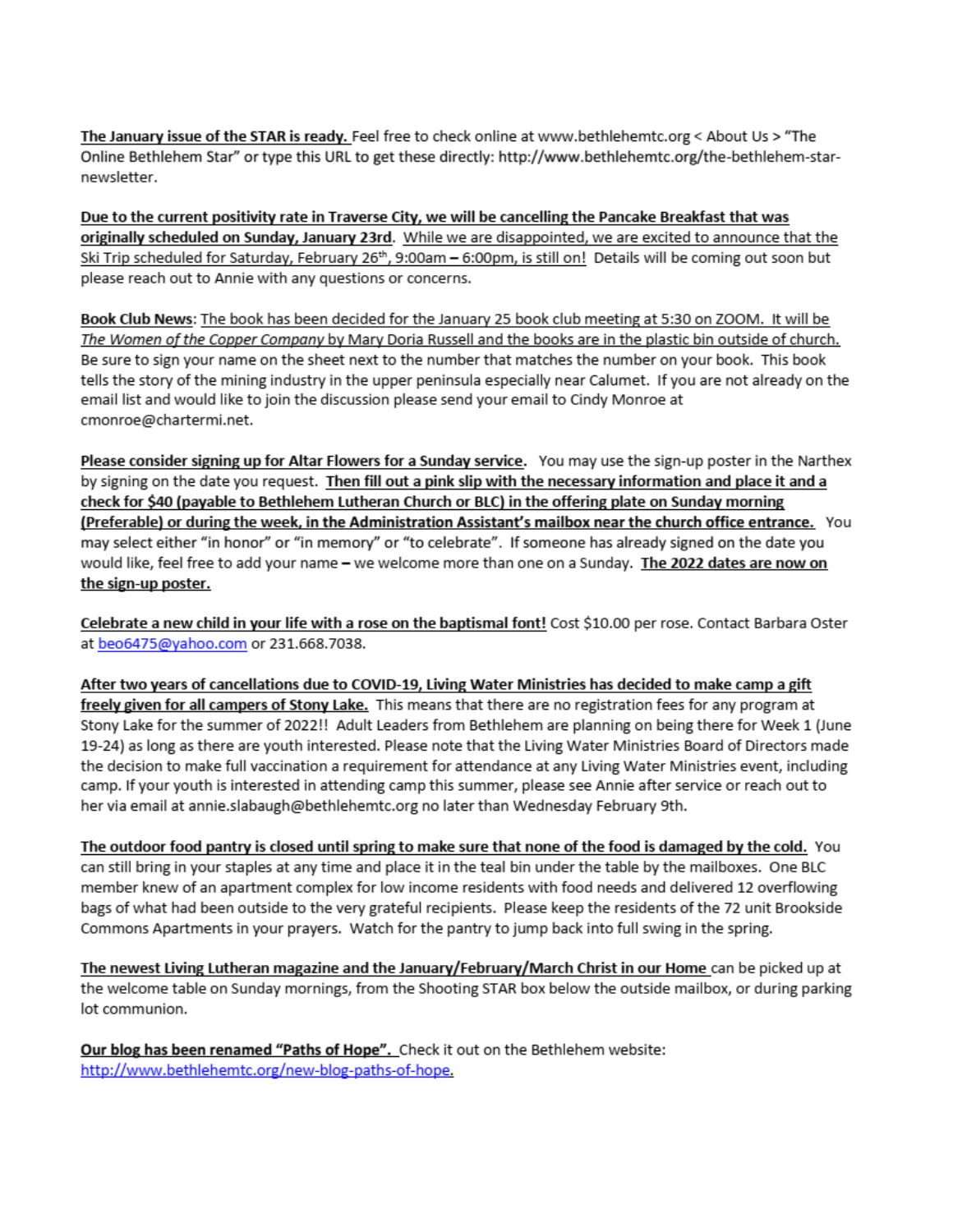**The January issue of the STAR is ready.** Feel free to check online at www.bethlehemtc.org < About Us > "The Online Bethlehem Star" or type this URL to get these directly: http://www.bethlehemtc.org/the-bethlehem-star-newsletter.

**Due to the current positivity rate in Traverse City, we will be cancelling the Pancake Breakfast that was originally scheduled on Sunday, January 23rd.** While we are disappointed, we are excited to announce that the Ski Trip scheduled for Saturday, February 26th, 9:00am – 6:00pm, is still on! Details will be coming out soon but please reach out to Annie with any questions or concerns.

**Book Club News**: The book has been decided for the January 25 book club meeting at 5:30 on ZOOM. It will be *The Women of the Copper Company* by Mary Doria Russell and the books are in the plastic bin outside of church. Be sure to sign your name on the sheet next to the number that matches the number on your book. This book tells the story of the mining industry in the upper peninsula especially near Calumet. If you are not already on the email list and would like to join the discussion please send your email to Cindy Monroe at cmonroe@chartermi.net.

**Please consider signing up for Altar Flowers for a Sunday service.** You may use the sign-up poster in the Narthex by signing on the date you request. **Then fill out a pink slip with the necessary information and place it and a check for $40 (payable to Bethlehem Lutheran Church or BLC) in the offering plate on Sunday morning (Preferable) or during the week, in the Administration Assistant's mailbox near the church office entrance.** You may select either "in honor" or "in memory" or "to celebrate". If someone has already signed on the date you would like, feel free to add your name – we welcome more than one on a Sunday. **The 2022 dates are now on the sign-up poster.**

**Celebrate a new child in your life with a rose on the baptismal font!** Cost $10.00 per rose. Contact Barbara Oster at beo6475@yahoo.com or 231.668.7038.

**After two years of cancellations due to COVID-19, Living Water Ministries has decided to make camp a gift freely given for all campers of Stony Lake.** This means that there are no registration fees for any program at Stony Lake for the summer of 2022!! Adult Leaders from Bethlehem are planning on being there for Week 1 (June 19-24) as long as there are youth interested. Please note that the Living Water Ministries Board of Directors made the decision to make full vaccination a requirement for attendance at any Living Water Ministries event, including camp. If your youth is interested in attending camp this summer, please see Annie after service or reach out to her via email at annie.slabaugh@bethlehemtc.org no later than Wednesday February 9th.

**The outdoor food pantry is closed until spring to make sure that none of the food is damaged by the cold.** You can still bring in your staples at any time and place it in the teal bin under the table by the mailboxes. One BLC member knew of an apartment complex for low income residents with food needs and delivered 12 overflowing bags of what had been outside to the very grateful recipients. Please keep the residents of the 72 unit Brookside Commons Apartments in your prayers. Watch for the pantry to jump back into full swing in the spring.

**The newest Living Lutheran magazine and the January/February/March Christ in our Home** can be picked up at the welcome table on Sunday mornings, from the Shooting STAR box below the outside mailbox, or during parking lot communion.

**Our blog has been renamed "Paths of Hope".** Check it out on the Bethlehem website: http://www.bethlehemtc.org/new-blog-paths-of-hope.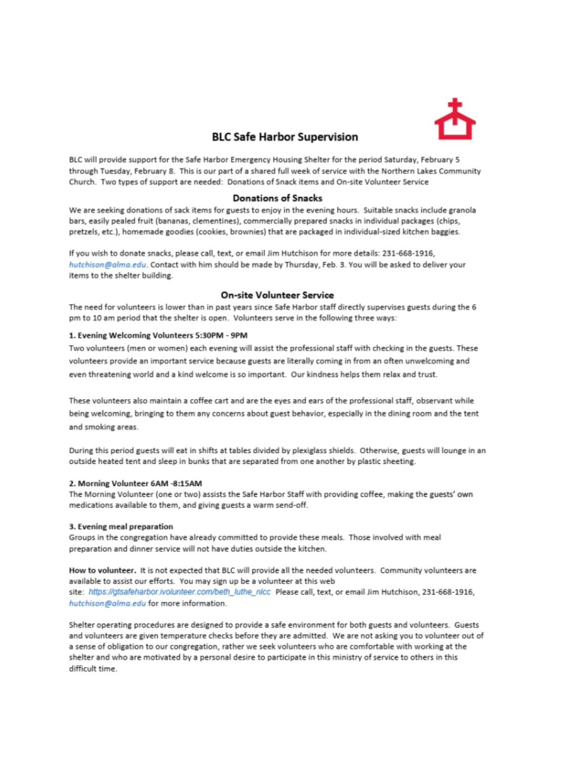# BLC Safe Harbor Supervision

BLC will provide support for the Safe Harbor Emergency Housing Shelter for the period Saturday, February 5 through Tuesday, February 8. This is our part of a shared full week of service with the Northern Lakes Community Church. Two types of support are needed: Donations of Snack items and On-site Volunteer Service

## Donations of Snacks

We are seeking donations of sack items for guests to enjoy in the evening hours. Suitable snacks include granola bars, easily pealed fruit (bananas, clementines), commercially prepared snacks in individual packages (chips, pretzels, etc.), homemade goodies (cookies, brownies) that are packaged in individual-sized kitchen baggies.

If you wish to donate snacks, please call, text, or email Jim Hutchison for more details: 231-668-1916, *hutchison@alma.edu*. Contact with him should be made by Thursday, Feb. 3. You will be asked to deliver your items to the shelter building.

## On-site Volunteer Service

The need for volunteers is lower than in past years since Safe Harbor staff directly supervises guests during the 6 pm to 10 am period that the shelter is open. Volunteers serve in the following three ways:

**1. Evening Welcoming Volunteers 5:30PM - 9PM**

Two volunteers (men or women) each evening will assist the professional staff with checking in the guests. These volunteers provide an important service because guests are literally coming in from an often unwelcoming and even threatening world and a kind welcome is so important. Our kindness helps them relax and trust.

These volunteers also maintain a coffee cart and are the eyes and ears of the professional staff, observant while being welcoming, bringing to them any concerns about guest behavior, especially in the dining room and the tent and smoking areas.

During this period guests will eat in shifts at tables divided by plexiglass shields. Otherwise, guests will lounge in an outside heated tent and sleep in bunks that are separated from one another by plastic sheeting.

**2. Morning Volunteer 6AM -8:15AM**

The Morning Volunteer (one or two) assists the Safe Harbor Staff with providing coffee, making the guests' own medications available to them, and giving guests a warm send-off.

**3. Evening meal preparation**

Groups in the congregation have already committed to provide these meals. Those involved with meal preparation and dinner service will not have duties outside the kitchen.

**How to volunteer.** It is not expected that BLC will provide all the needed volunteers. Community volunteers are available to assist our efforts. You may sign up be a volunteer at this web site: *https://gtsafeharbor.ivolunteer.com/beth_luthe_nlcc* Please call, text, or email Jim Hutchison, 231-668-1916, *hutchison@alma.edu* for more information.

Shelter operating procedures are designed to provide a safe environment for both guests and volunteers. Guests and volunteers are given temperature checks before they are admitted. We are not asking you to volunteer out of a sense of obligation to our congregation, rather we seek volunteers who are comfortable with working at the shelter and who are motivated by a personal desire to participate in this ministry of service to others in this difficult time.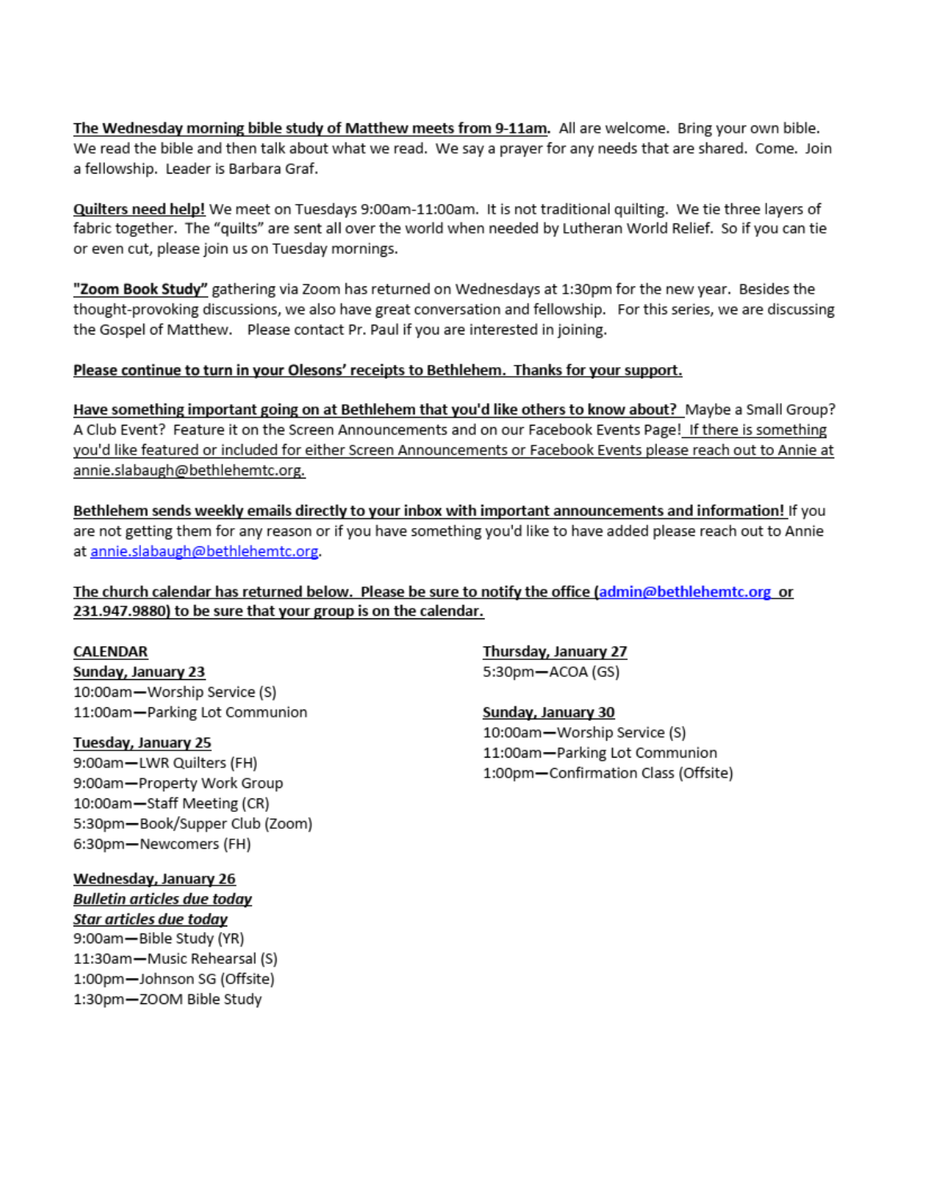**The Wednesday morning bible study of Matthew meets from 9-11am.** All are welcome. Bring your own bible. We read the bible and then talk about what we read. We say a prayer for any needs that are shared. Come. Join a fellowship. Leader is Barbara Graf.

**Quilters need help!** We meet on Tuesdays 9:00am-11:00am. It is not traditional quilting. We tie three layers of fabric together. The "quilts" are sent all over the world when needed by Lutheran World Relief. So if you can tie or even cut, please join us on Tuesday mornings.

**"Zoom Book Study"** gathering via Zoom has returned on Wednesdays at 1:30pm for the new year. Besides the thought-provoking discussions, we also have great conversation and fellowship. For this series, we are discussing the Gospel of Matthew. Please contact Pr. Paul if you are interested in joining.

**Please continue to turn in your Olesons' receipts to Bethlehem. Thanks for your support.**

**Have something important going on at Bethlehem that you'd like others to know about?** Maybe a Small Group? A Club Event? Feature it on the Screen Announcements and on our Facebook Events Page! If there is something you'd like featured or included for either Screen Announcements or Facebook Events please reach out to Annie at annie.slabaugh@bethlehemtc.org.

**Bethlehem sends weekly emails directly to your inbox with important announcements and information!** If you are not getting them for any reason or if you have something you'd like to have added please reach out to Annie at annie.slabaugh@bethlehemtc.org.

**The church calendar has returned below. Please be sure to notify the office (admin@bethlehemtc.org or 231.947.9880) to be sure that your group is on the calendar.**

**CALENDAR**

**Sunday, January 23**
10:00am—Worship Service (S)
11:00am—Parking Lot Communion

**Tuesday, January 25**
9:00am—LWR Quilters (FH)
9:00am—Property Work Group
10:00am—Staff Meeting (CR)
5:30pm—Book/Supper Club (Zoom)
6:30pm—Newcomers (FH)

**Wednesday, January 26**
***Bulletin articles due today***
***Star articles due today***
9:00am—Bible Study (YR)
11:30am—Music Rehearsal (S)
1:00pm—Johnson SG (Offsite)
1:30pm—ZOOM Bible Study

**Thursday, January 27**
5:30pm—ACOA (GS)

**Sunday, January 30**
10:00am—Worship Service (S)
11:00am—Parking Lot Communion
1:00pm—Confirmation Class (Offsite)